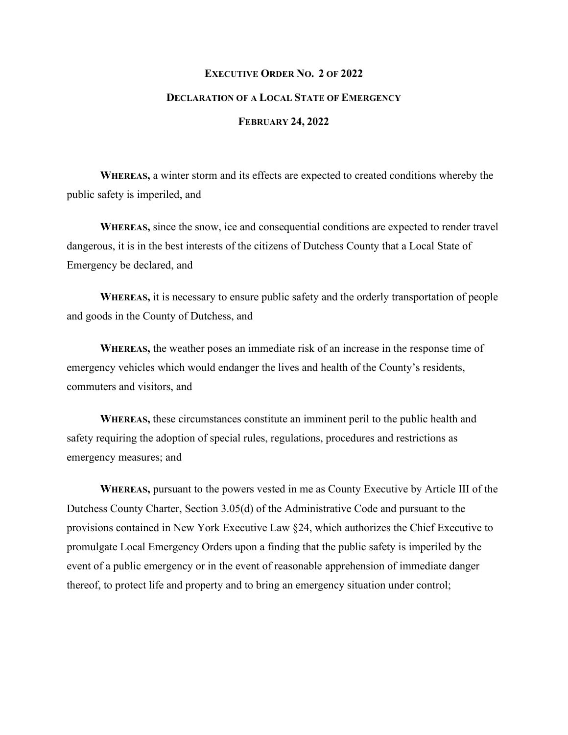# EXECUTIVE ORDER NO. 2 OF 2022

## DECLARATION OF A LOCAL STATE OF EMERGENCY

### FEBRUARY 24, 2022

**WHEREAS,** a winter storm and its effects are expected to created conditions whereby the public safety is imperiled, and

**WHEREAS,** since the snow, ice and consequential conditions are expected to render travel dangerous, it is in the best interests of the citizens of Dutchess County that a Local State of Emergency be declared, and

**WHEREAS,** it is necessary to ensure public safety and the orderly transportation of people and goods in the County of Dutchess, and

**WHEREAS,** the weather poses an immediate risk of an increase in the response time of emergency vehicles which would endanger the lives and health of the County's residents, commuters and visitors, and

**WHEREAS,** these circumstances constitute an imminent peril to the public health and safety requiring the adoption of special rules, regulations, procedures and restrictions as emergency measures; and

**WHEREAS,** pursuant to the powers vested in me as County Executive by Article III of the Dutchess County Charter, Section 3.05(d) of the Administrative Code and pursuant to the provisions contained in New York Executive Law §24, which authorizes the Chief Executive to promulgate Local Emergency Orders upon a finding that the public safety is imperiled by the event of a public emergency or in the event of reasonable apprehension of immediate danger thereof, to protect life and property and to bring an emergency situation under control;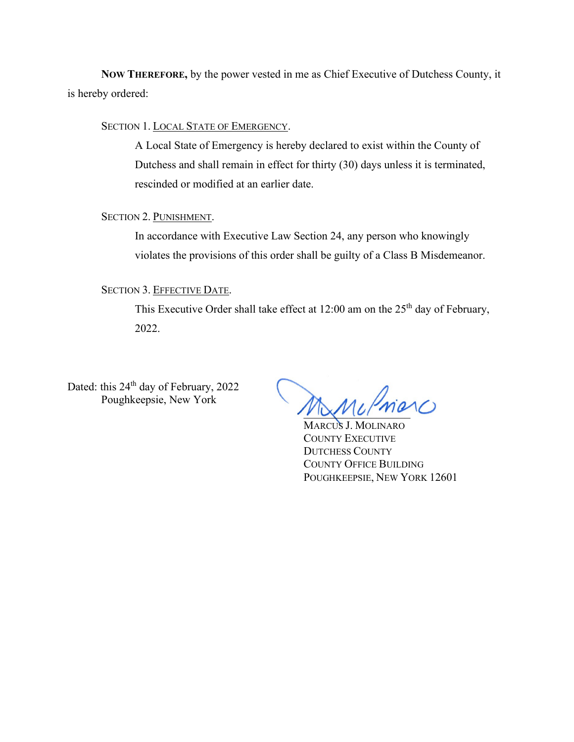**NOW THEREFORE,** by the power vested in me as Chief Executive of Dutchess County, it is hereby ordered:

SECTION 1. LOCAL STATE OF EMERGENCY.

A Local State of Emergency is hereby declared to exist within the County of Dutchess and shall remain in effect for thirty (30) days unless it is terminated, rescinded or modified at an earlier date.

SECTION 2. PUNISHMENT.

In accordance with Executive Law Section 24, any person who knowingly violates the provisions of this order shall be guilty of a Class B Misdemeanor.

SECTION 3. EFFECTIVE DATE.

This Executive Order shall take effect at 12:00 am on the 25th day of February, 2022.

Dated: this 24th day of February, 2022
Poughkeepsie, New York

MARCUS J. MOLINARO
COUNTY EXECUTIVE
DUTCHESS COUNTY
COUNTY OFFICE BUILDING
POUGHKEEPSIE, NEW YORK 12601